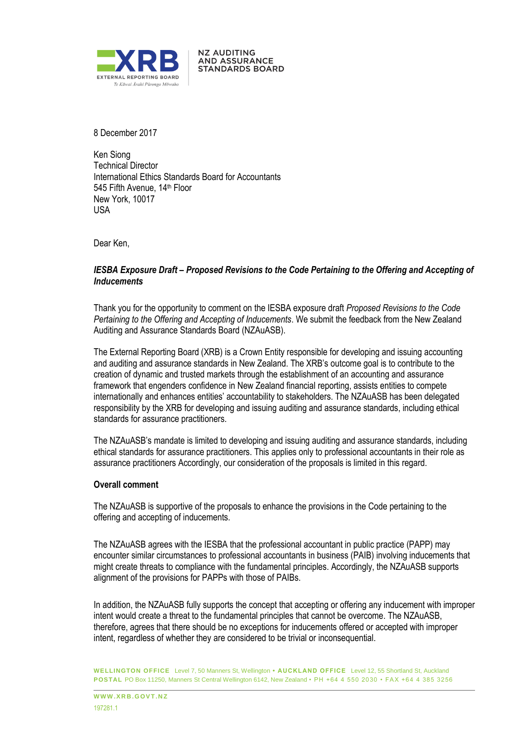XRB

EXTERNAL REPORTING BOARD

Te Kāwai Ārahi Pūrongo Mōwaho

NZ AUDITING AND ASSURANCE STANDARDS BOARD

8 December 2017

Ken Siong
Technical Director
International Ethics Standards Board for Accountants
545 Fifth Avenue, 14th Floor
New York, 10017
USA

Dear Ken,

***IESBA Exposure Draft – Proposed Revisions to the Code Pertaining to the Offering and Accepting of Inducements***

Thank you for the opportunity to comment on the IESBA exposure draft *Proposed Revisions to the Code Pertaining to the Offering and Accepting of Inducements*. We submit the feedback from the New Zealand Auditing and Assurance Standards Board (NZAuASB).

The External Reporting Board (XRB) is a Crown Entity responsible for developing and issuing accounting and auditing and assurance standards in New Zealand. The XRB's outcome goal is to contribute to the creation of dynamic and trusted markets through the establishment of an accounting and assurance framework that engenders confidence in New Zealand financial reporting, assists entities to compete internationally and enhances entities' accountability to stakeholders. The NZAuASB has been delegated responsibility by the XRB for developing and issuing auditing and assurance standards, including ethical standards for assurance practitioners.

The NZAuASB's mandate is limited to developing and issuing auditing and assurance standards, including ethical standards for assurance practitioners. This applies only to professional accountants in their role as assurance practitioners Accordingly, our consideration of the proposals is limited in this regard.

**Overall comment**

The NZAuASB is supportive of the proposals to enhance the provisions in the Code pertaining to the offering and accepting of inducements.

The NZAuASB agrees with the IESBA that the professional accountant in public practice (PAPP) may encounter similar circumstances to professional accountants in business (PAIB) involving inducements that might create threats to compliance with the fundamental principles. Accordingly, the NZAuASB supports alignment of the provisions for PAPPs with those of PAIBs.

In addition, the NZAuASB fully supports the concept that accepting or offering any inducement with improper intent would create a threat to the fundamental principles that cannot be overcome. The NZAuASB, therefore, agrees that there should be no exceptions for inducements offered or accepted with improper intent, regardless of whether they are considered to be trivial or inconsequential.

**WELLINGTON OFFICE** Level 7, 50 Manners St, Wellington • **AUCKLAND OFFICE** Level 12, 55 Shortland St, Auckland
**POSTAL** PO Box 11250, Manners St Central Wellington 6142, New Zealand • PH +64 4 550 2030 • FAX +64 4 385 3256

**WWW.XRB.GOVT.NZ**

197281.1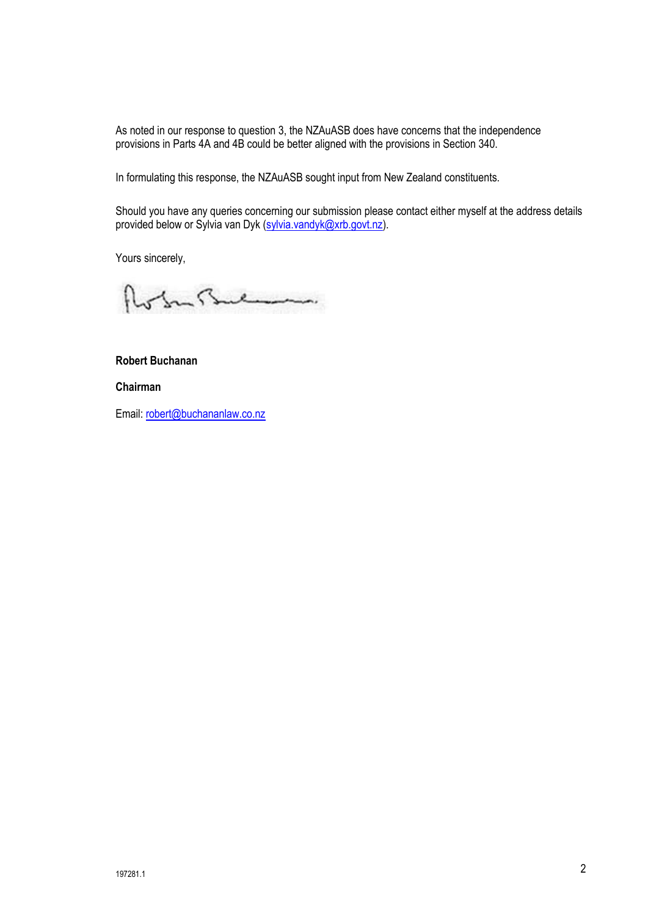As noted in our response to question 3, the NZAuASB does have concerns that the independence provisions in Parts 4A and 4B could be better aligned with the provisions in Section 340.

In formulating this response, the NZAuASB sought input from New Zealand constituents.

Should you have any queries concerning our submission please contact either myself at the address details provided below or Sylvia van Dyk (sylvia.vandyk@xrb.govt.nz).

Yours sincerely,

**Robert Buchanan**

**Chairman**

Email: robert@buchananlaw.co.nz

197281.1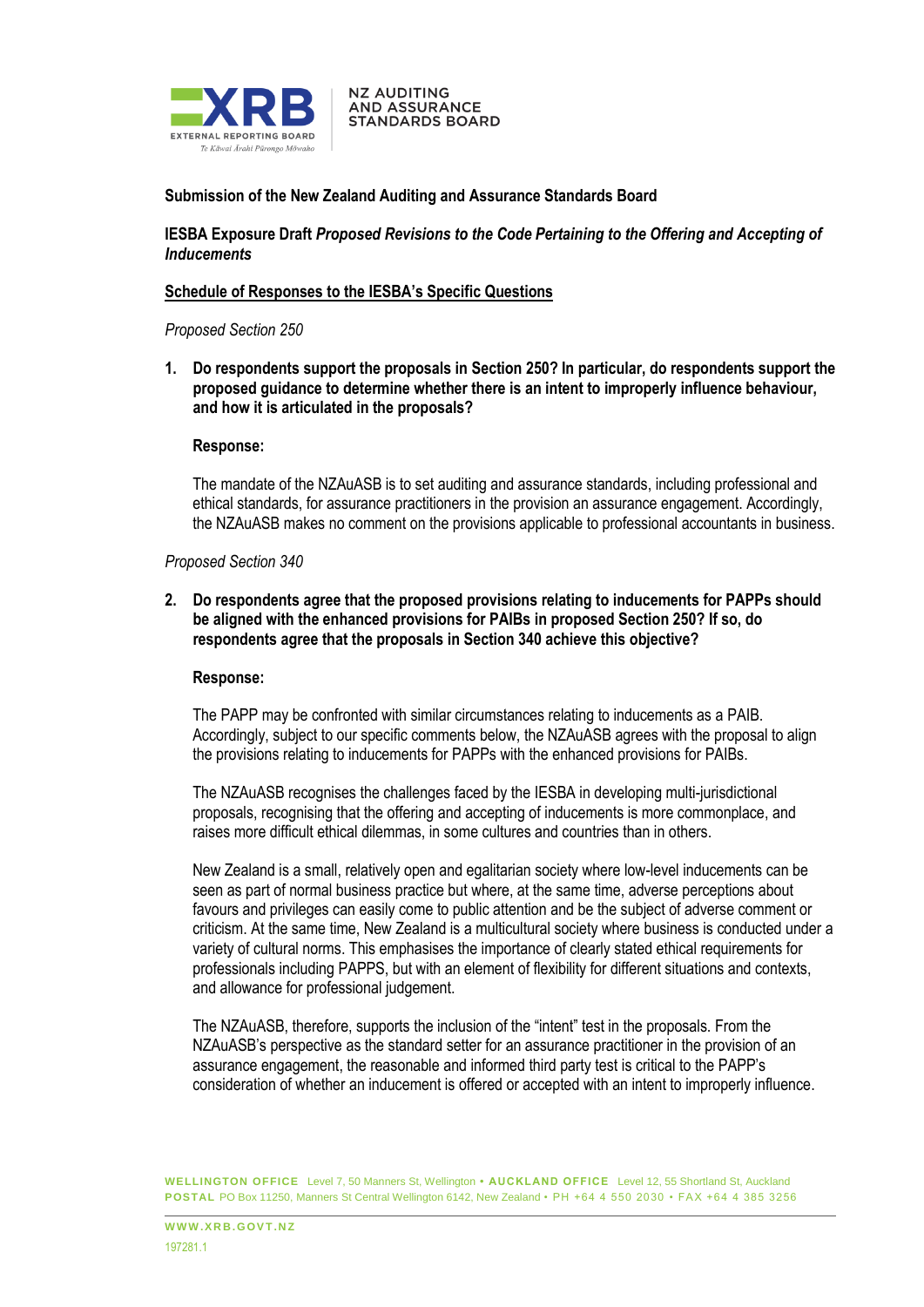**Submission of the New Zealand Auditing and Assurance Standards Board**

**IESBA Exposure Draft *Proposed Revisions to the Code Pertaining to the Offering and Accepting of Inducements***

**<u>Schedule of Responses to the IESBA's Specific Questions</u>**

*Proposed Section 250*

1. **Do respondents support the proposals in Section 250? In particular, do respondents support the proposed guidance to determine whether there is an intent to improperly influence behaviour, and how it is articulated in the proposals?**

   **Response:**

   The mandate of the NZAuASB is to set auditing and assurance standards, including professional and ethical standards, for assurance practitioners in the provision an assurance engagement. Accordingly, the NZAuASB makes no comment on the provisions applicable to professional accountants in business.

*Proposed Section 340*

2. **Do respondents agree that the proposed provisions relating to inducements for PAPPs should be aligned with the enhanced provisions for PAIBs in proposed Section 250? If so, do respondents agree that the proposals in Section 340 achieve this objective?**

   **Response:**

   The PAPP may be confronted with similar circumstances relating to inducements as a PAIB. Accordingly, subject to our specific comments below, the NZAuASB agrees with the proposal to align the provisions relating to inducements for PAPPs with the enhanced provisions for PAIBs.

   The NZAuASB recognises the challenges faced by the IESBA in developing multi-jurisdictional proposals, recognising that the offering and accepting of inducements is more commonplace, and raises more difficult ethical dilemmas, in some cultures and countries than in others.

   New Zealand is a small, relatively open and egalitarian society where low-level inducements can be seen as part of normal business practice but where, at the same time, adverse perceptions about favours and privileges can easily come to public attention and be the subject of adverse comment or criticism. At the same time, New Zealand is a multicultural society where business is conducted under a variety of cultural norms. This emphasises the importance of clearly stated ethical requirements for professionals including PAPPS, but with an element of flexibility for different situations and contexts, and allowance for professional judgement.

   The NZAuASB, therefore, supports the inclusion of the "intent" test in the proposals. From the NZAuASB's perspective as the standard setter for an assurance practitioner in the provision of an assurance engagement, the reasonable and informed third party test is critical to the PAPP's consideration of whether an inducement is offered or accepted with an intent to improperly influence.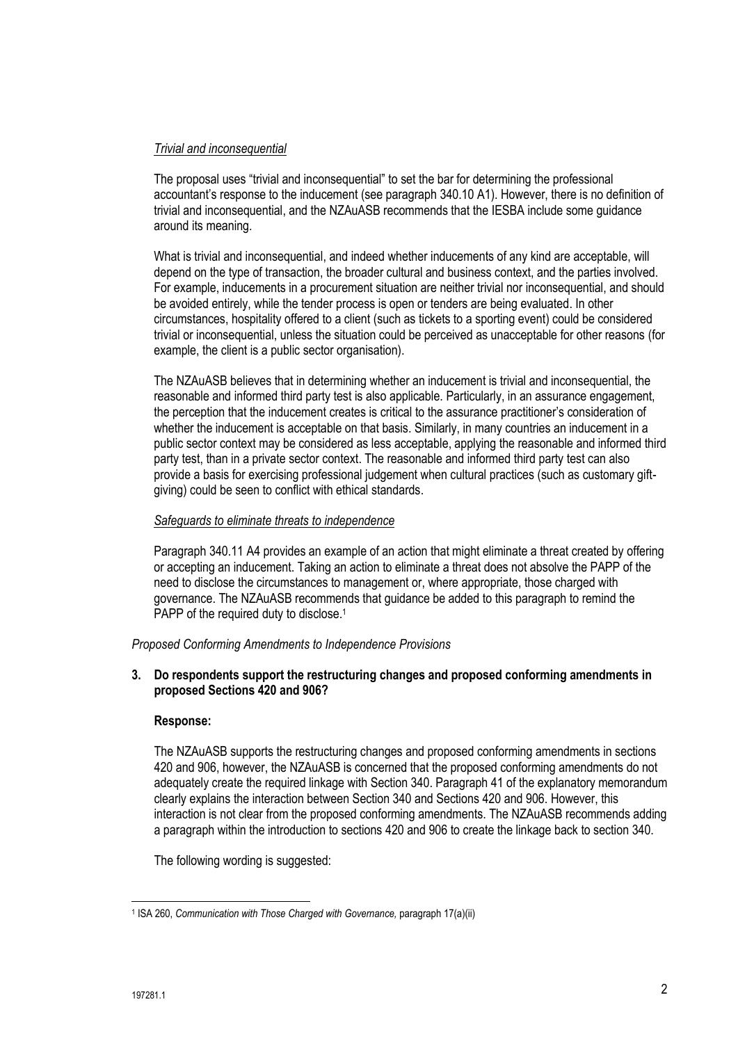*Trivial and inconsequential*

The proposal uses "trivial and inconsequential" to set the bar for determining the professional accountant's response to the inducement (see paragraph 340.10 A1). However, there is no definition of trivial and inconsequential, and the NZAuASB recommends that the IESBA include some guidance around its meaning.

What is trivial and inconsequential, and indeed whether inducements of any kind are acceptable, will depend on the type of transaction, the broader cultural and business context, and the parties involved. For example, inducements in a procurement situation are neither trivial nor inconsequential, and should be avoided entirely, while the tender process is open or tenders are being evaluated. In other circumstances, hospitality offered to a client (such as tickets to a sporting event) could be considered trivial or inconsequential, unless the situation could be perceived as unacceptable for other reasons (for example, the client is a public sector organisation).

The NZAuASB believes that in determining whether an inducement is trivial and inconsequential, the reasonable and informed third party test is also applicable. Particularly, in an assurance engagement, the perception that the inducement creates is critical to the assurance practitioner's consideration of whether the inducement is acceptable on that basis. Similarly, in many countries an inducement in a public sector context may be considered as less acceptable, applying the reasonable and informed third party test, than in a private sector context. The reasonable and informed third party test can also provide a basis for exercising professional judgement when cultural practices (such as customary gift-giving) could be seen to conflict with ethical standards.

*Safeguards to eliminate threats to independence*

Paragraph 340.11 A4 provides an example of an action that might eliminate a threat created by offering or accepting an inducement. Taking an action to eliminate a threat does not absolve the PAPP of the need to disclose the circumstances to management or, where appropriate, those charged with governance. The NZAuASB recommends that guidance be added to this paragraph to remind the PAPP of the required duty to disclose.[1]

*Proposed Conforming Amendments to Independence Provisions*

**3. Do respondents support the restructuring changes and proposed conforming amendments in proposed Sections 420 and 906?**

**Response:**

The NZAuASB supports the restructuring changes and proposed conforming amendments in sections 420 and 906, however, the NZAuASB is concerned that the proposed conforming amendments do not adequately create the required linkage with Section 340. Paragraph 41 of the explanatory memorandum clearly explains the interaction between Section 340 and Sections 420 and 906. However, this interaction is not clear from the proposed conforming amendments. The NZAuASB recommends adding a paragraph within the introduction to sections 420 and 906 to create the linkage back to section 340.

The following wording is suggested:

---

[1] ISA 260, *Communication with Those Charged with Governance,* paragraph 17(a)(ii)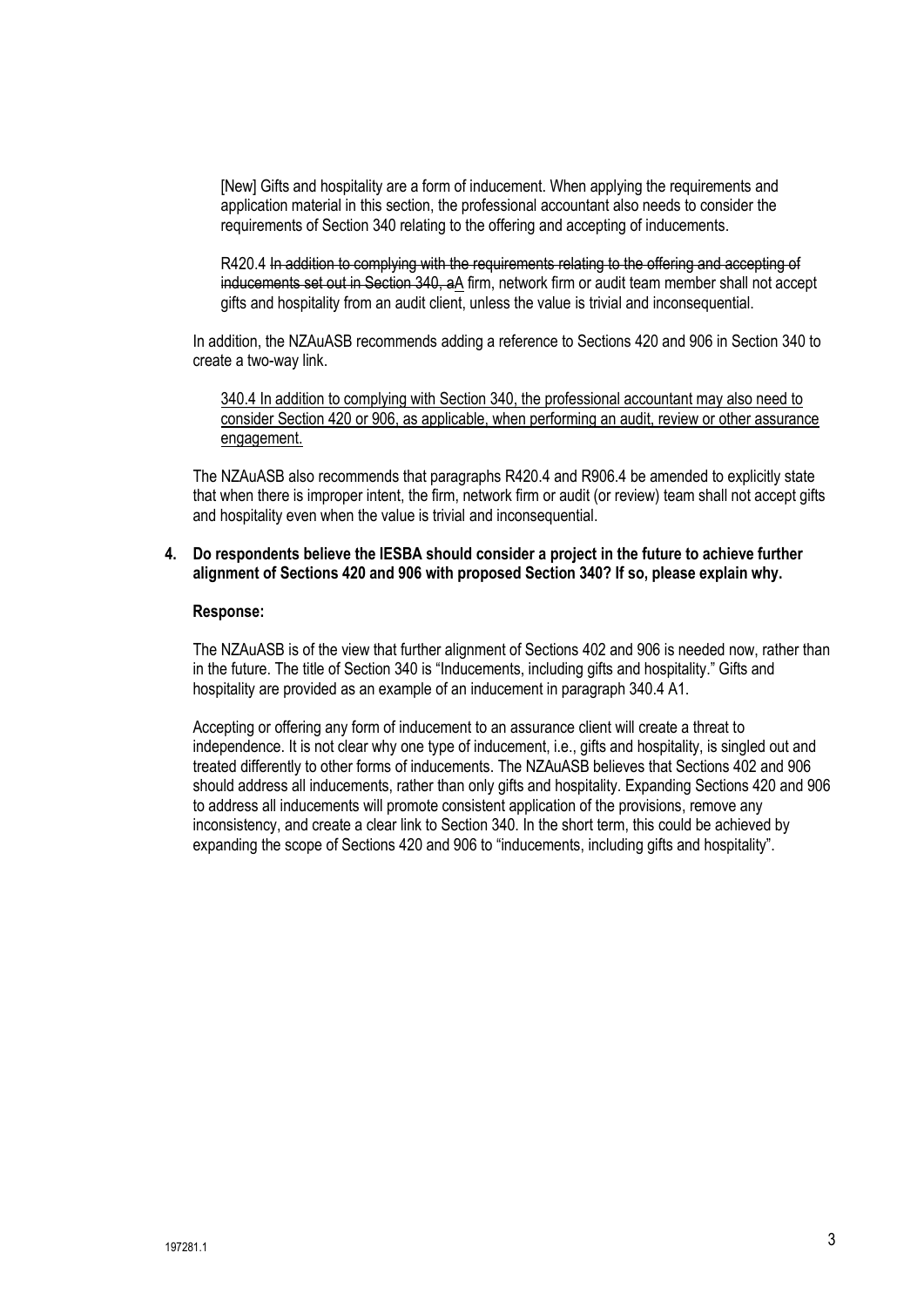[New] Gifts and hospitality are a form of inducement. When applying the requirements and application material in this section, the professional accountant also needs to consider the requirements of Section 340 relating to the offering and accepting of inducements.

R420.4 ~~In addition to complying with the requirements relating to the offering and accepting of inducements set out in Section 340, a~~<u>A</u> firm, network firm or audit team member shall not accept gifts and hospitality from an audit client, unless the value is trivial and inconsequential.

In addition, the NZAuASB recommends adding a reference to Sections 420 and 906 in Section 340 to create a two-way link.

<u>340.4 In addition to complying with Section 340, the professional accountant may also need to consider Section 420 or 906, as applicable, when performing an audit, review or other assurance engagement.</u>

The NZAuASB also recommends that paragraphs R420.4 and R906.4 be amended to explicitly state that when there is improper intent, the firm, network firm or audit (or review) team shall not accept gifts and hospitality even when the value is trivial and inconsequential.

**4. Do respondents believe the IESBA should consider a project in the future to achieve further alignment of Sections 420 and 906 with proposed Section 340? If so, please explain why.**

**Response:**

The NZAuASB is of the view that further alignment of Sections 402 and 906 is needed now, rather than in the future. The title of Section 340 is "Inducements, including gifts and hospitality." Gifts and hospitality are provided as an example of an inducement in paragraph 340.4 A1.

Accepting or offering any form of inducement to an assurance client will create a threat to independence. It is not clear why one type of inducement, i.e., gifts and hospitality, is singled out and treated differently to other forms of inducements. The NZAuASB believes that Sections 402 and 906 should address all inducements, rather than only gifts and hospitality. Expanding Sections 420 and 906 to address all inducements will promote consistent application of the provisions, remove any inconsistency, and create a clear link to Section 340. In the short term, this could be achieved by expanding the scope of Sections 420 and 906 to "inducements, including gifts and hospitality".